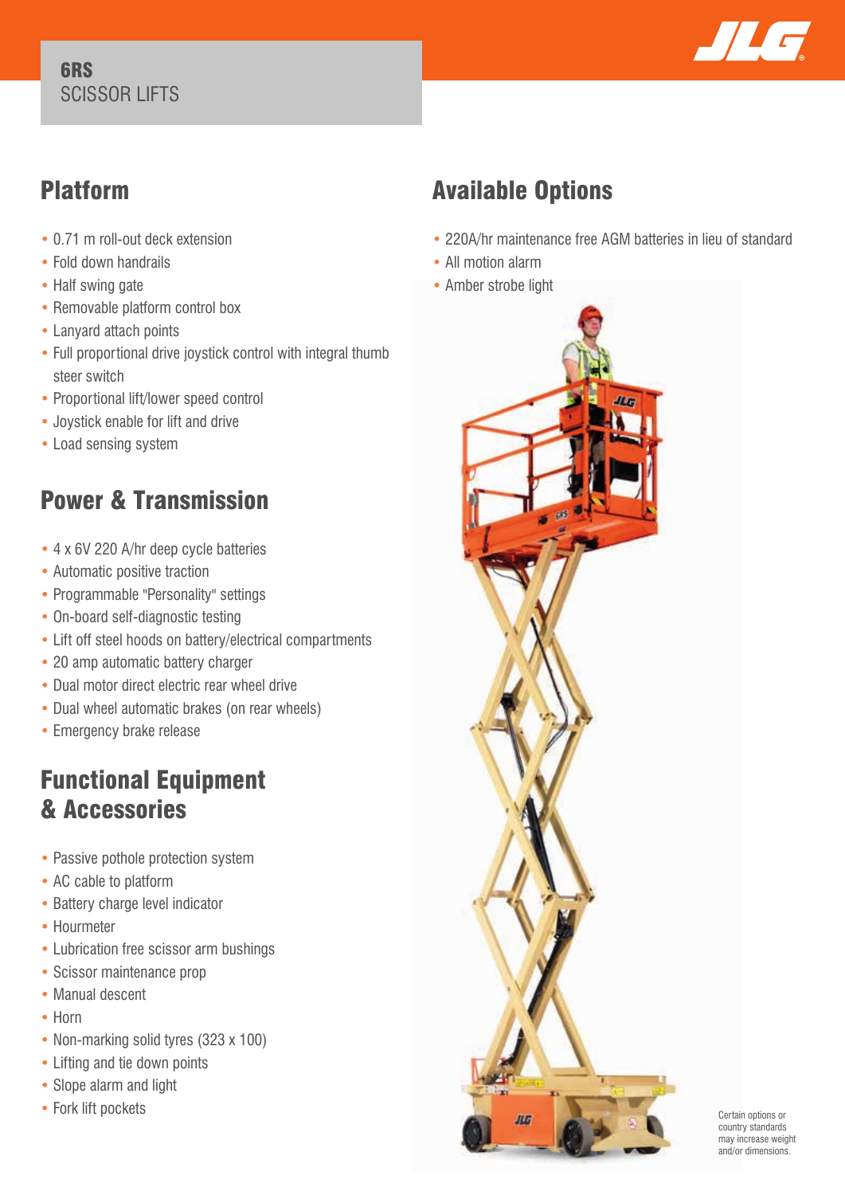# 6RS
SCISSOR LIFTS

## Platform

- 0.71 m roll-out deck extension
- Fold down handrails
- Half swing gate
- Removable platform control box
- Lanyard attach points
- Full proportional drive joystick control with integral thumb steer switch
- Proportional lift/lower speed control
- Joystick enable for lift and drive
- Load sensing system

## Power & Transmission

- 4 x 6V 220 A/hr deep cycle batteries
- Automatic positive traction
- Programmable "Personality" settings
- On-board self-diagnostic testing
- Lift off steel hoods on battery/electrical compartments
- 20 amp automatic battery charger
- Dual motor direct electric rear wheel drive
- Dual wheel automatic brakes (on rear wheels)
- Emergency brake release

## Functional Equipment & Accessories

- Passive pothole protection system
- AC cable to platform
- Battery charge level indicator
- Hourmeter
- Lubrication free scissor arm bushings
- Scissor maintenance prop
- Manual descent
- Horn
- Non-marking solid tyres (323 x 100)
- Lifting and tie down points
- Slope alarm and light
- Fork lift pockets

## Available Options

- 220A/hr maintenance free AGM batteries in lieu of standard
- All motion alarm
- Amber strobe light

Certain options or country standards may increase weight and/or dimensions.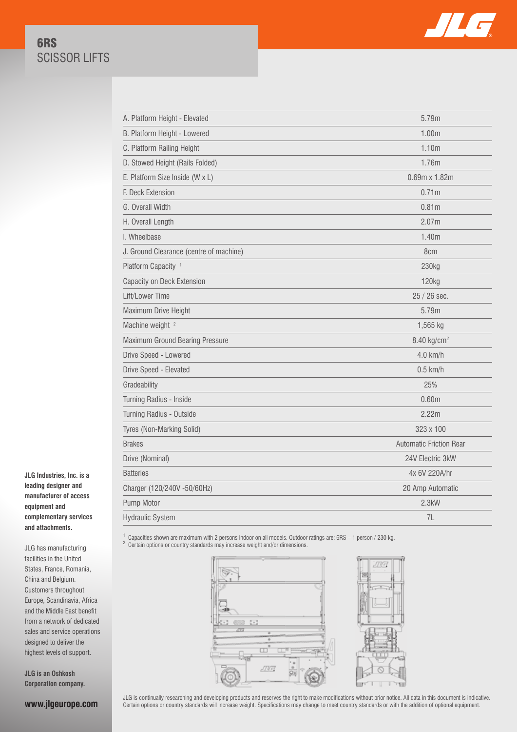# 6RS
## SCISSOR LIFTS

| | |
|---|---|
| A. Platform Height - Elevated | 5.79m |
| B. Platform Height - Lowered | 1.00m |
| C. Platform Railing Height | 1.10m |
| D. Stowed Height (Rails Folded) | 1.76m |
| E. Platform Size Inside (W x L) | 0.69m x 1.82m |
| F. Deck Extension | 0.71m |
| G. Overall Width | 0.81m |
| H. Overall Length | 2.07m |
| I. Wheelbase | 1.40m |
| J. Ground Clearance (centre of machine) | 8cm |
| Platform Capacity [1] | 230kg |
| Capacity on Deck Extension | 120kg |
| Lift/Lower Time | 25 / 26 sec. |
| Maximum Drive Height | 5.79m |
| Machine weight [2] | 1,565 kg |
| Maximum Ground Bearing Pressure | 8.40 kg/cm$^2$ |
| Drive Speed - Lowered | 4.0 km/h |
| Drive Speed - Elevated | 0.5 km/h |
| Gradeability | 25% |
| Turning Radius - Inside | 0.60m |
| Turning Radius - Outside | 2.22m |
| Tyres (Non-Marking Solid) | 323 x 100 |
| Brakes | Automatic Friction Rear |
| Drive (Nominal) | 24V Electric 3kW |
| Batteries | 4x 6V 220A/hr |
| Charger (120/240V -50/60Hz) | 20 Amp Automatic |
| Pump Motor | 2.3kW |
| Hydraulic System | 7L |

[1] Capacities shown are maximum with 2 persons indoor on all models. Outdoor ratings are: 6RS – 1 person / 230 kg.
[2] Certain options or country standards may increase weight and/or dimensions.

JLG is continually researching and developing products and reserves the right to make modifications without prior notice. All data in this document is indicative. Certain options or country standards will increase weight. Specifications may change to meet country standards or with the addition of optional equipment.

**JLG Industries, Inc. is a leading designer and manufacturer of access equipment and complementary services and attachments.**

JLG has manufacturing facilities in the United States, France, Romania, China and Belgium. Customers throughout Europe, Scandinavia, Africa and the Middle East benefit from a network of dedicated sales and service operations designed to deliver the highest levels of support.

**JLG is an Oshkosh Corporation company.**

**www.jlgeurope.com**